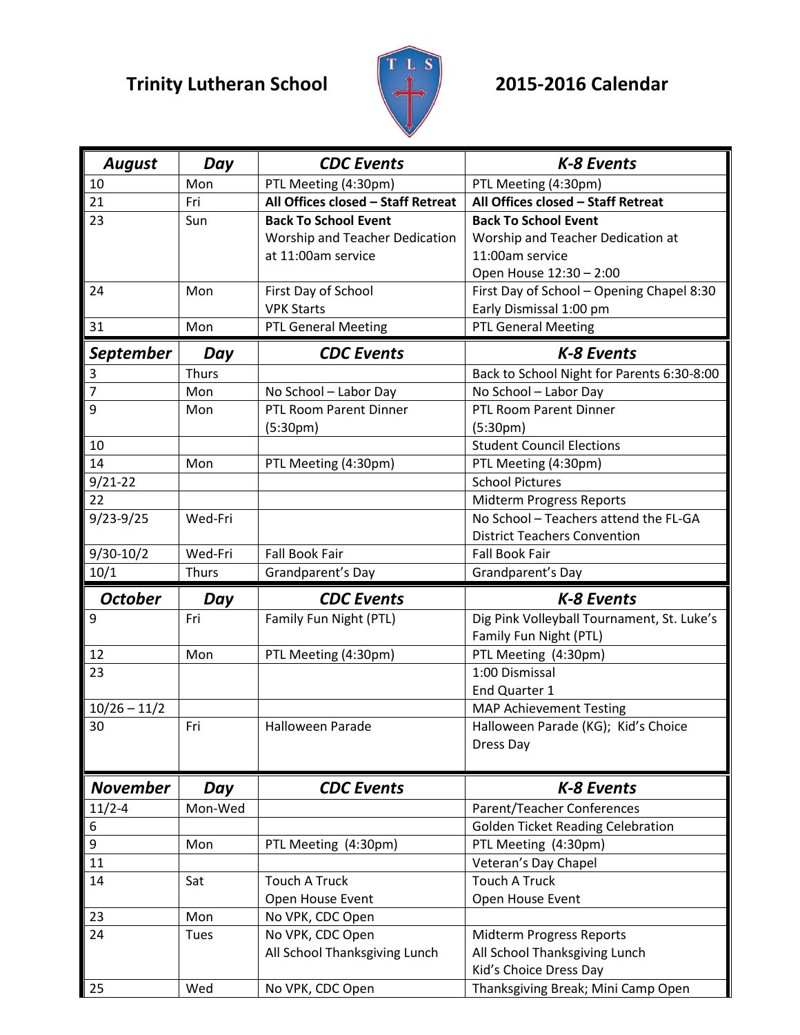# Trinity Lutheran School 2015-2016 Calendar

| August | Day | CDC Events | K-8 Events |
|---|---|---|---|
| 10 | Mon | PTL Meeting (4:30pm) | PTL Meeting (4:30pm) |
| 21 | Fri | **All Offices closed – Staff Retreat** | **All Offices closed – Staff Retreat** |
| 23 | Sun | **Back To School Event**<br>Worship and Teacher Dedication at 11:00am service | **Back To School Event**<br>Worship and Teacher Dedication at 11:00am service<br>Open House 12:30 – 2:00 |
| 24 | Mon | First Day of School<br>VPK Starts | First Day of School – Opening Chapel 8:30<br>Early Dismissal 1:00 pm |
| 31 | Mon | PTL General Meeting | PTL General Meeting |

| September | Day | CDC Events | K-8 Events |
|---|---|---|---|
| 3 | Thurs | | Back to School Night for Parents 6:30-8:00 |
| 7 | Mon | No School – Labor Day | No School – Labor Day |
| 9 | Mon | PTL Room Parent Dinner (5:30pm) | PTL Room Parent Dinner (5:30pm) |
| 10 | | | Student Council Elections |
| 14 | Mon | PTL Meeting (4:30pm) | PTL Meeting (4:30pm) |
| 9/21-22 | | | School Pictures |
| 22 | | | Midterm Progress Reports |
| 9/23-9/25 | Wed-Fri | | No School – Teachers attend the FL-GA District Teachers Convention |
| 9/30-10/2 | Wed-Fri | Fall Book Fair | Fall Book Fair |
| 10/1 | Thurs | Grandparent's Day | Grandparent's Day |

| October | Day | CDC Events | K-8 Events |
|---|---|---|---|
| 9 | Fri | Family Fun Night (PTL) | Dig Pink Volleyball Tournament, St. Luke's<br>Family Fun Night (PTL) |
| 12 | Mon | PTL Meeting (4:30pm) | PTL Meeting (4:30pm) |
| 23 | | | 1:00 Dismissal<br>End Quarter 1 |
| 10/26 – 11/2 | | | MAP Achievement Testing |
| 30 | Fri | Halloween Parade | Halloween Parade (KG); Kid's Choice Dress Day |

| November | Day | CDC Events | K-8 Events |
|---|---|---|---|
| 11/2-4 | Mon-Wed | | Parent/Teacher Conferences |
| 6 | | | Golden Ticket Reading Celebration |
| 9 | Mon | PTL Meeting (4:30pm) | PTL Meeting (4:30pm) |
| 11 | | | Veteran's Day Chapel |
| 14 | Sat | Touch A Truck<br>Open House Event | Touch A Truck<br>Open House Event |
| 23 | Mon | No VPK, CDC Open | |
| 24 | Tues | No VPK, CDC Open<br>All School Thanksgiving Lunch | Midterm Progress Reports<br>All School Thanksgiving Lunch<br>Kid's Choice Dress Day |
| 25 | Wed | No VPK, CDC Open | Thanksgiving Break; Mini Camp Open |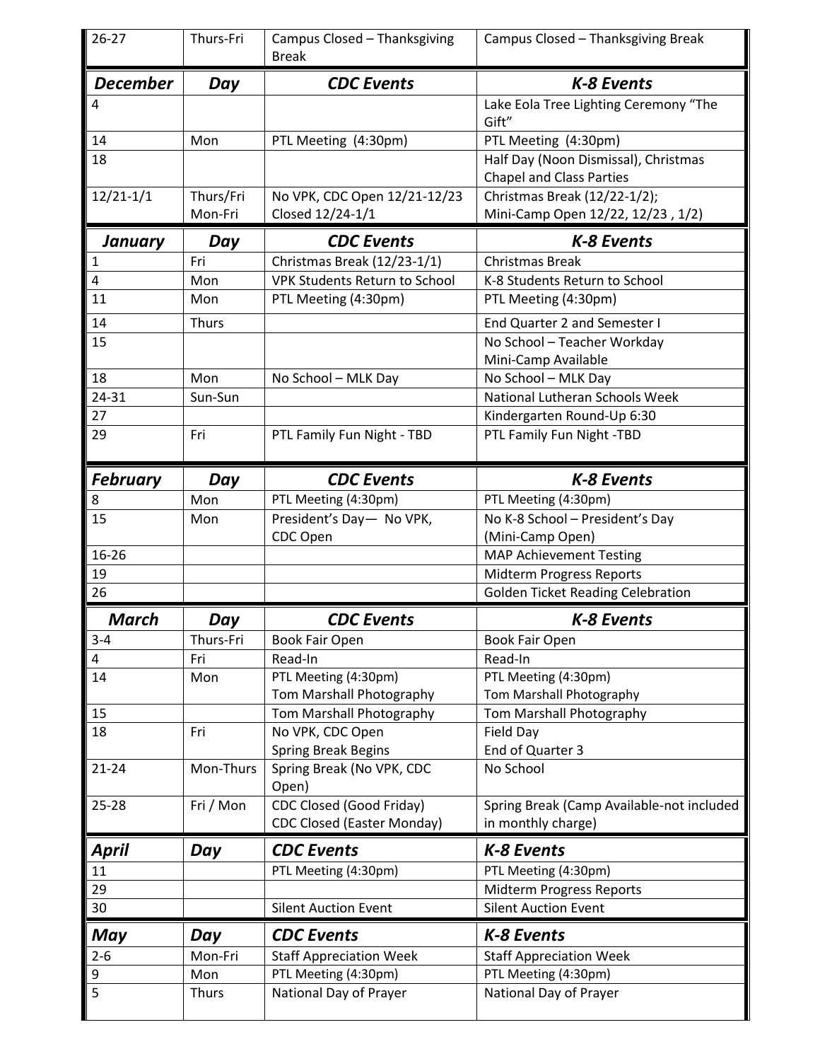| 26-27 | Thurs-Fri | Campus Closed – Thanksgiving Break | Campus Closed – Thanksgiving Break |
|---|---|---|---|
| ***December*** | ***Day*** | ***CDC Events*** | ***K-8 Events*** |
| 4 | | | Lake Eola Tree Lighting Ceremony "The Gift" |
| 14 | Mon | PTL Meeting (4:30pm) | PTL Meeting (4:30pm) |
| 18 | | | Half Day (Noon Dismissal), Christmas Chapel and Class Parties |
| 12/21-1/1 | Thurs/Fri Mon-Fri | No VPK, CDC Open 12/21-12/23 Closed 12/24-1/1 | Christmas Break (12/22-1/2); Mini-Camp Open 12/22, 12/23 , 1/2) |
| ***January*** | ***Day*** | ***CDC Events*** | ***K-8 Events*** |
| 1 | Fri | Christmas Break (12/23-1/1) | Christmas Break |
| 4 | Mon | VPK Students Return to School | K-8 Students Return to School |
| 11 | Mon | PTL Meeting (4:30pm) | PTL Meeting (4:30pm) |
| 14 | Thurs | | End Quarter 2 and Semester I |
| 15 | | | No School – Teacher Workday Mini-Camp Available |
| 18 | Mon | No School – MLK Day | No School – MLK Day |
| 24-31 | Sun-Sun | | National Lutheran Schools Week |
| 27 | | | Kindergarten Round-Up 6:30 |
| 29 | Fri | PTL Family Fun Night - TBD | PTL Family Fun Night -TBD |
| ***February*** | ***Day*** | ***CDC Events*** | ***K-8 Events*** |
| 8 | Mon | PTL Meeting (4:30pm) | PTL Meeting (4:30pm) |
| 15 | Mon | President's Day— No VPK, CDC Open | No K-8 School – President's Day (Mini-Camp Open) |
| 16-26 | | | MAP Achievement Testing |
| 19 | | | Midterm Progress Reports |
| 26 | | | Golden Ticket Reading Celebration |
| ***March*** | ***Day*** | ***CDC Events*** | ***K-8 Events*** |
| 3-4 | Thurs-Fri | Book Fair Open | Book Fair Open |
| 4 | Fri | Read-In | Read-In |
| 14 | Mon | PTL Meeting (4:30pm) Tom Marshall Photography | PTL Meeting (4:30pm) Tom Marshall Photography |
| 15 | | Tom Marshall Photography | Tom Marshall Photography |
| 18 | Fri | No VPK, CDC Open Spring Break Begins | Field Day End of Quarter 3 |
| 21-24 | Mon-Thurs | Spring Break (No VPK, CDC Open) | No School |
| 25-28 | Fri / Mon | CDC Closed (Good Friday) CDC Closed (Easter Monday) | Spring Break (Camp Available-not included in monthly charge) |
| ***April*** | ***Day*** | ***CDC Events*** | ***K-8 Events*** |
| 11 | | PTL Meeting (4:30pm) | PTL Meeting (4:30pm) |
| 29 | | | Midterm Progress Reports |
| 30 | | Silent Auction Event | Silent Auction Event |
| ***May*** | ***Day*** | ***CDC Events*** | ***K-8 Events*** |
| 2-6 | Mon-Fri | Staff Appreciation Week | Staff Appreciation Week |
| 9 | Mon | PTL Meeting (4:30pm) | PTL Meeting (4:30pm) |
| 5 | Thurs | National Day of Prayer | National Day of Prayer |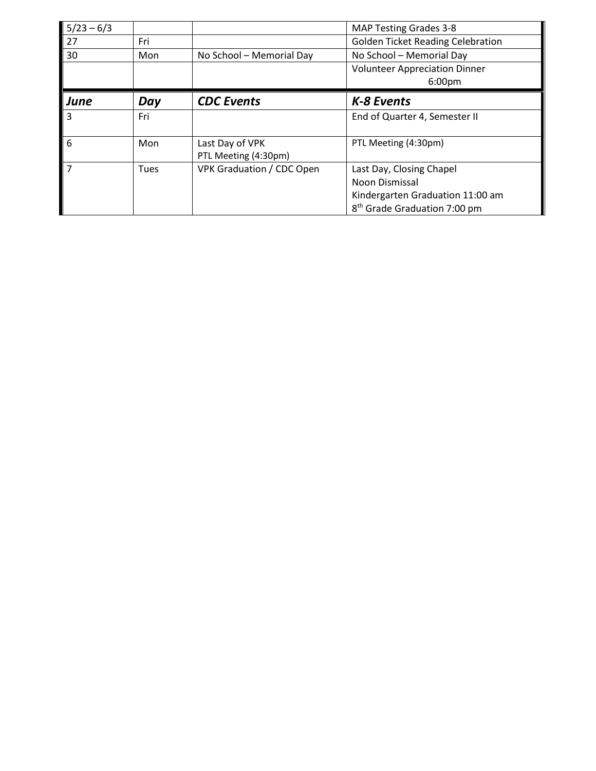| | | | |
|---|---|---|---|
| 5/23 – 6/3 | | | MAP Testing Grades 3-8 |
| 27 | Fri | | Golden Ticket Reading Celebration |
| 30 | Mon | No School – Memorial Day | No School – Memorial Day |
| | | | Volunteer Appreciation Dinner 6:00pm |

| ***June*** | ***Day*** | ***CDC Events*** | ***K-8 Events*** |
|---|---|---|---|
| 3 | Fri | | End of Quarter 4, Semester II |
| 6 | Mon | Last Day of VPK<br>PTL Meeting (4:30pm) | PTL Meeting (4:30pm) |
| 7 | Tues | VPK Graduation / CDC Open | Last Day, Closing Chapel<br>Noon Dismissal<br>Kindergarten Graduation 11:00 am<br>8th Grade Graduation 7:00 pm |